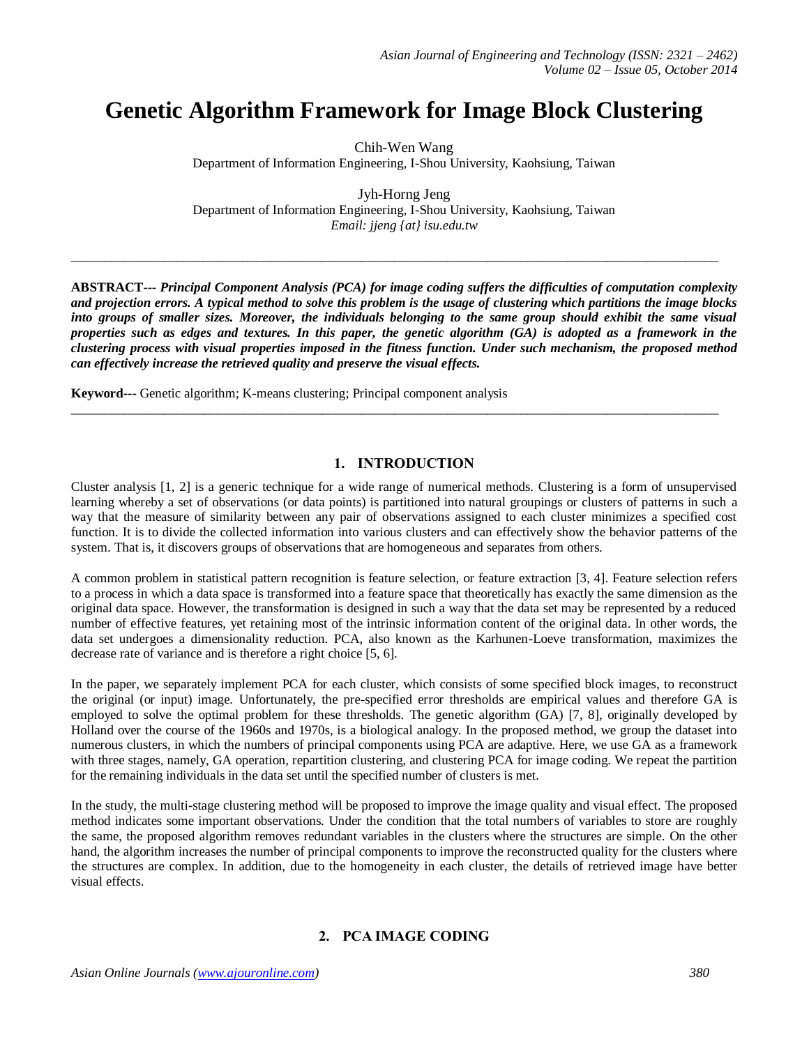# Genetic Algorithm Framework for Image Block Clustering

Chih-Wen Wang
Department of Information Engineering, I-Shou University, Kaohsiung, Taiwan

Jyh-Horng Jeng
Department of Information Engineering, I-Shou University, Kaohsiung, Taiwan
*Email: jjeng {at} isu.edu.tw*

---

**ABSTRACT---** ***Principal Component Analysis (PCA) for image coding suffers the difficulties of computation complexity and projection errors. A typical method to solve this problem is the usage of clustering which partitions the image blocks into groups of smaller sizes. Moreover, the individuals belonging to the same group should exhibit the same visual properties such as edges and textures. In this paper, the genetic algorithm (GA) is adopted as a framework in the clustering process with visual properties imposed in the fitness function. Under such mechanism, the proposed method can effectively increase the retrieved quality and preserve the visual effects.***

**Keyword---** Genetic algorithm; K-means clustering; Principal component analysis

---

## 1. INTRODUCTION

Cluster analysis [1, 2] is a generic technique for a wide range of numerical methods. Clustering is a form of unsupervised learning whereby a set of observations (or data points) is partitioned into natural groupings or clusters of patterns in such a way that the measure of similarity between any pair of observations assigned to each cluster minimizes a specified cost function. It is to divide the collected information into various clusters and can effectively show the behavior patterns of the system. That is, it discovers groups of observations that are homogeneous and separates from others.

A common problem in statistical pattern recognition is feature selection, or feature extraction [3, 4]. Feature selection refers to a process in which a data space is transformed into a feature space that theoretically has exactly the same dimension as the original data space. However, the transformation is designed in such a way that the data set may be represented by a reduced number of effective features, yet retaining most of the intrinsic information content of the original data. In other words, the data set undergoes a dimensionality reduction. PCA, also known as the Karhunen-Loeve transformation, maximizes the decrease rate of variance and is therefore a right choice [5, 6].

In the paper, we separately implement PCA for each cluster, which consists of some specified block images, to reconstruct the original (or input) image. Unfortunately, the pre-specified error thresholds are empirical values and therefore GA is employed to solve the optimal problem for these thresholds. The genetic algorithm (GA) [7, 8], originally developed by Holland over the course of the 1960s and 1970s, is a biological analogy. In the proposed method, we group the dataset into numerous clusters, in which the numbers of principal components using PCA are adaptive. Here, we use GA as a framework with three stages, namely, GA operation, repartition clustering, and clustering PCA for image coding. We repeat the partition for the remaining individuals in the data set until the specified number of clusters is met.

In the study, the multi-stage clustering method will be proposed to improve the image quality and visual effect. The proposed method indicates some important observations. Under the condition that the total numbers of variables to store are roughly the same, the proposed algorithm removes redundant variables in the clusters where the structures are simple. On the other hand, the algorithm increases the number of principal components to improve the reconstructed quality for the clusters where the structures are complex. In addition, due to the homogeneity in each cluster, the details of retrieved image have better visual effects.

## 2. PCA IMAGE CODING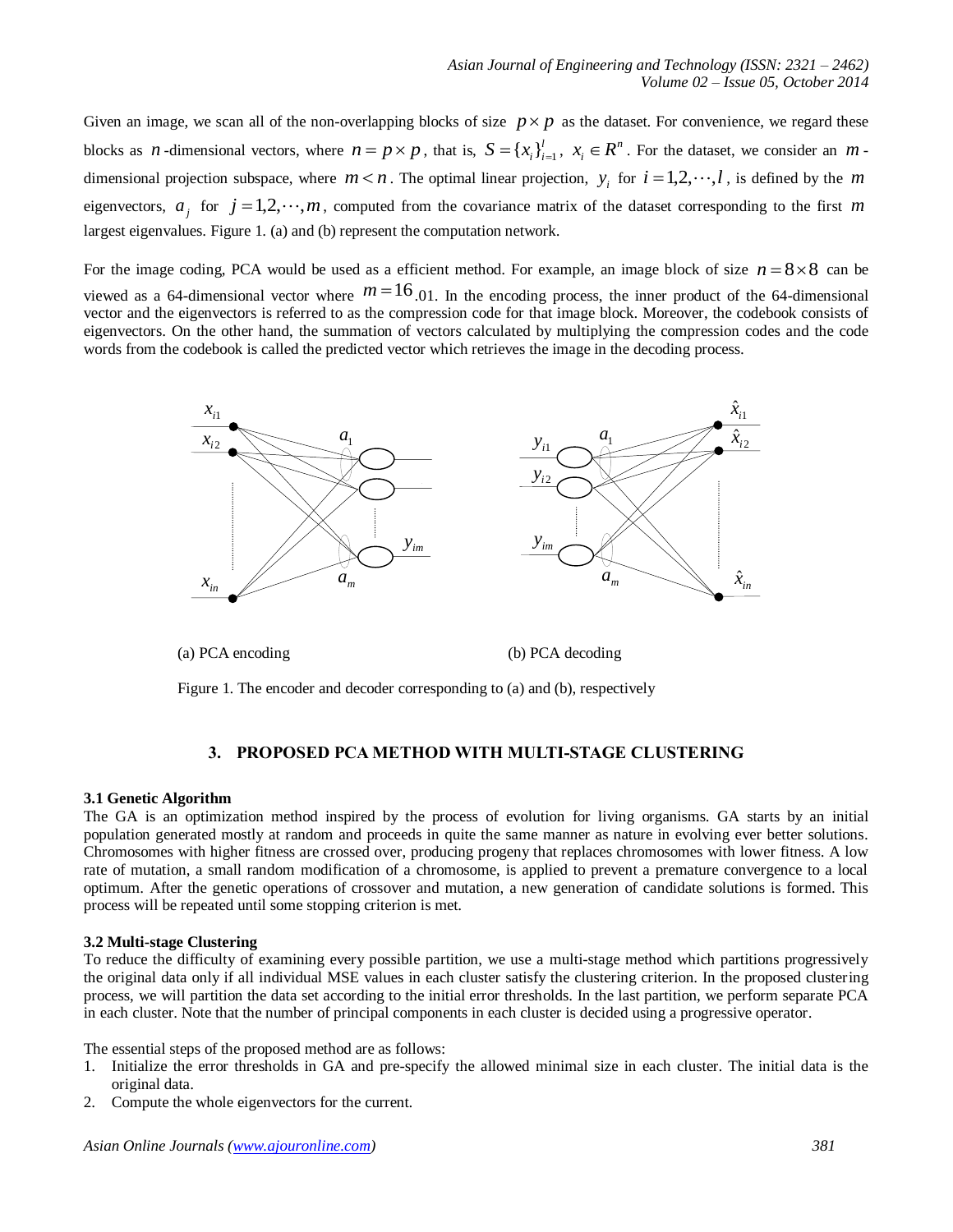Given an image, we scan all of the non-overlapping blocks of size $p \times p$ as the dataset. For convenience, we regard these blocks as $n$-dimensional vectors, where $n = p \times p$, that is, $S = \{x_i\}_{i=1}^{l}$, $x_i \in R^n$. For the dataset, we consider an $m$-dimensional projection subspace, where $m < n$. The optimal linear projection, $y_i$ for $i = 1,2,\cdots,l$, is defined by the $m$ eigenvectors, $a_j$ for $j = 1,2,\cdots,m$, computed from the covariance matrix of the dataset corresponding to the first $m$ largest eigenvalues. Figure 1. (a) and (b) represent the computation network.

For the image coding, PCA would be used as a efficient method. For example, an image block of size $n = 8 \times 8$ can be viewed as a 64-dimensional vector where $m = 16$.01. In the encoding process, the inner product of the 64-dimensional vector and the eigenvectors is referred to as the compression code for that image block. Moreover, the codebook consists of eigenvectors. On the other hand, the summation of vectors calculated by multiplying the compression codes and the code words from the codebook is called the predicted vector which retrieves the image in the decoding process.

(a) PCA encoding (b) PCA decoding

Figure 1. The encoder and decoder corresponding to (a) and (b), respectively

## 3. PROPOSED PCA METHOD WITH MULTI-STAGE CLUSTERING

### 3.1 Genetic Algorithm

The GA is an optimization method inspired by the process of evolution for living organisms. GA starts by an initial population generated mostly at random and proceeds in quite the same manner as nature in evolving ever better solutions. Chromosomes with higher fitness are crossed over, producing progeny that replaces chromosomes with lower fitness. A low rate of mutation, a small random modification of a chromosome, is applied to prevent a premature convergence to a local optimum. After the genetic operations of crossover and mutation, a new generation of candidate solutions is formed. This process will be repeated until some stopping criterion is met.

### 3.2 Multi-stage Clustering

To reduce the difficulty of examining every possible partition, we use a multi-stage method which partitions progressively the original data only if all individual MSE values in each cluster satisfy the clustering criterion. In the proposed clustering process, we will partition the data set according to the initial error thresholds. In the last partition, we perform separate PCA in each cluster. Note that the number of principal components in each cluster is decided using a progressive operator.

The essential steps of the proposed method are as follows:

1. Initialize the error thresholds in GA and pre-specify the allowed minimal size in each cluster. The initial data is the original data.
2. Compute the whole eigenvectors for the current.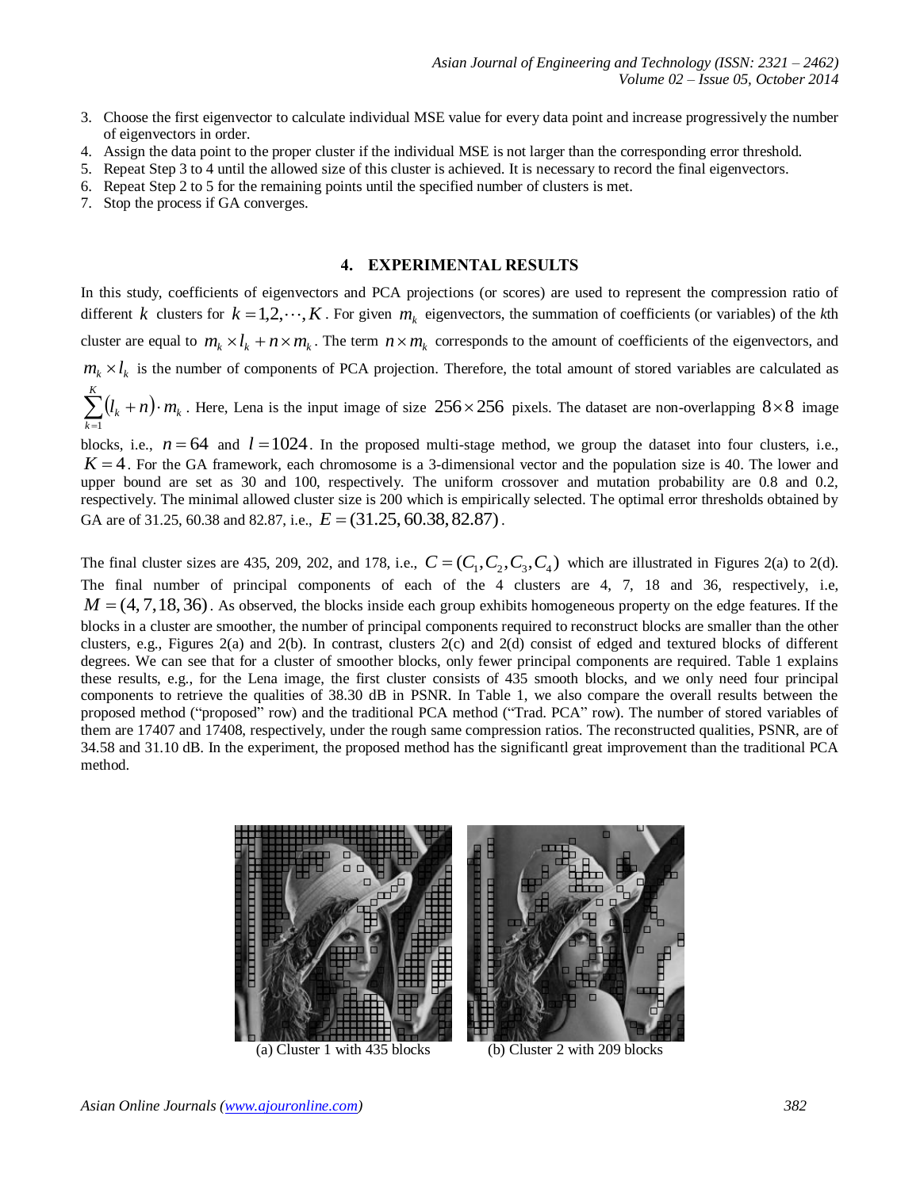3. Choose the first eigenvector to calculate individual MSE value for every data point and increase progressively the number of eigenvectors in order.
4. Assign the data point to the proper cluster if the individual MSE is not larger than the corresponding error threshold.
5. Repeat Step 3 to 4 until the allowed size of this cluster is achieved. It is necessary to record the final eigenvectors.
6. Repeat Step 2 to 5 for the remaining points until the specified number of clusters is met.
7. Stop the process if GA converges.

## 4. EXPERIMENTAL RESULTS

In this study, coefficients of eigenvectors and PCA projections (or scores) are used to represent the compression ratio of different $k$ clusters for $k = 1, 2, \cdots, K$. For given $m_k$ eigenvectors, the summation of coefficients (or variables) of the *k*th cluster are equal to $m_k \times l_k + n \times m_k$. The term $n \times m_k$ corresponds to the amount of coefficients of the eigenvectors, and $m_k \times l_k$ is the number of components of PCA projection. Therefore, the total amount of stored variables are calculated as $\sum_{k=1}^{K} (l_k + n) \cdot m_k$. Here, Lena is the input image of size $256 \times 256$ pixels. The dataset are non-overlapping $8 \times 8$ image blocks, i.e., $n = 64$ and $l = 1024$. In the proposed multi-stage method, we group the dataset into four clusters, i.e., $K = 4$. For the GA framework, each chromosome is a 3-dimensional vector and the population size is 40. The lower and upper bound are set as 30 and 100, respectively. The uniform crossover and mutation probability are 0.8 and 0.2, respectively. The minimal allowed cluster size is 200 which is empirically selected. The optimal error thresholds obtained by GA are of 31.25, 60.38 and 82.87, i.e., $E = (31.25, 60.38, 82.87)$.

The final cluster sizes are 435, 209, 202, and 178, i.e., $C = (C_1, C_2, C_3, C_4)$ which are illustrated in Figures 2(a) to 2(d). The final number of principal components of each of the 4 clusters are 4, 7, 18 and 36, respectively, i.e, $M = (4, 7, 18, 36)$. As observed, the blocks inside each group exhibits homogeneous property on the edge features. If the blocks in a cluster are smoother, the number of principal components required to reconstruct blocks are smaller than the other clusters, e.g., Figures 2(a) and 2(b). In contrast, clusters 2(c) and 2(d) consist of edged and textured blocks of different degrees. We can see that for a cluster of smoother blocks, only fewer principal components are required. Table 1 explains these results, e.g., for the Lena image, the first cluster consists of 435 smooth blocks, and we only need four principal components to retrieve the qualities of 38.30 dB in PSNR. In Table 1, we also compare the overall results between the proposed method ("proposed" row) and the traditional PCA method ("Trad. PCA" row). The number of stored variables of them are 17407 and 17408, respectively, under the rough same compression ratios. The reconstructed qualities, PSNR, are of 34.58 and 31.10 dB. In the experiment, the proposed method has the significantl great improvement than the traditional PCA method.

(a) Cluster 1 with 435 blocks

(b) Cluster 2 with 209 blocks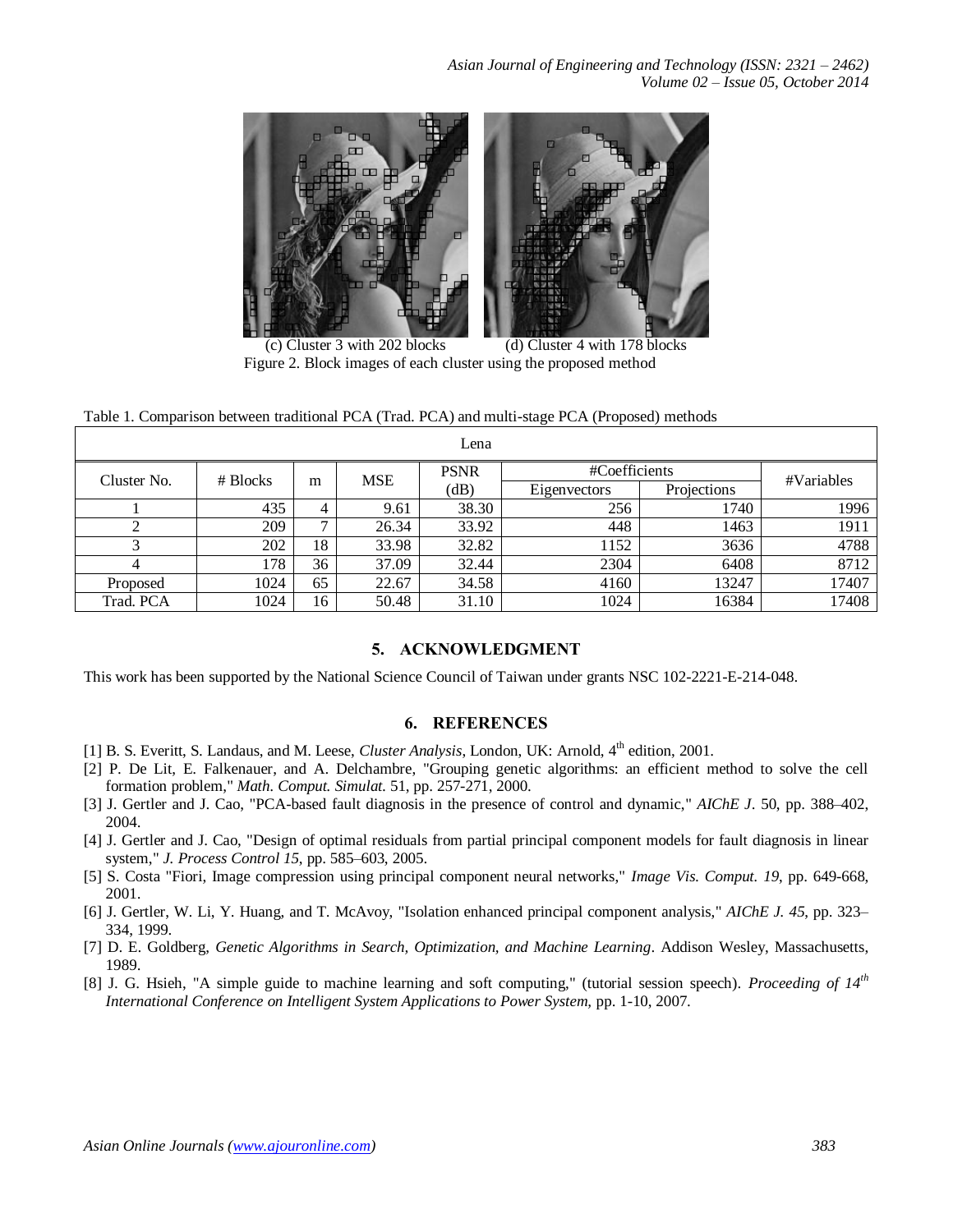(c) Cluster 3 with 202 blocks (d) Cluster 4 with 178 blocks

Figure 2. Block images of each cluster using the proposed method

Table 1. Comparison between traditional PCA (Trad. PCA) and multi-stage PCA (Proposed) methods

| Lena | | | | | | | |
|---|---|---|---|---|---|---|---|
| Cluster No. | # Blocks | m | MSE | PSNR (dB) | #Coefficients | | #Variables |
| | | | | | Eigenvectors | Projections | |
| 1 | 435 | 4 | 9.61 | 38.30 | 256 | 1740 | 1996 |
| 2 | 209 | 7 | 26.34 | 33.92 | 448 | 1463 | 1911 |
| 3 | 202 | 18 | 33.98 | 32.82 | 1152 | 3636 | 4788 |
| 4 | 178 | 36 | 37.09 | 32.44 | 2304 | 6408 | 8712 |
| Proposed | 1024 | 65 | 22.67 | 34.58 | 4160 | 13247 | 17407 |
| Trad. PCA | 1024 | 16 | 50.48 | 31.10 | 1024 | 16384 | 17408 |

## 5. ACKNOWLEDGMENT

This work has been supported by the National Science Council of Taiwan under grants NSC 102-2221-E-214-048.

## 6. REFERENCES

[1] B. S. Everitt, S. Landaus, and M. Leese, *Cluster Analysis*, London, UK: Arnold, 4th edition, 2001.

[2] P. De Lit, E. Falkenauer, and A. Delchambre, "Grouping genetic algorithms: an efficient method to solve the cell formation problem," *Math. Comput. Simulat.* 51, pp. 257-271, 2000.

[3] J. Gertler and J. Cao, "PCA-based fault diagnosis in the presence of control and dynamic," *AIChE J*. 50, pp. 388–402, 2004.

[4] J. Gertler and J. Cao, "Design of optimal residuals from partial principal component models for fault diagnosis in linear system," *J. Process Control 15*, pp. 585–603, 2005.

[5] S. Costa "Fiori, Image compression using principal component neural networks," *Image Vis. Comput. 19*, pp. 649-668, 2001.

[6] J. Gertler, W. Li, Y. Huang, and T. McAvoy, "Isolation enhanced principal component analysis," *AIChE J. 45*, pp. 323–334, 1999.

[7] D. E. Goldberg, *Genetic Algorithms in Search, Optimization, and Machine Learning*. Addison Wesley, Massachusetts, 1989.

[8] J. G. Hsieh, "A simple guide to machine learning and soft computing," (tutorial session speech). *Proceeding of 14th International Conference on Intelligent System Applications to Power System*, pp. 1-10, 2007.